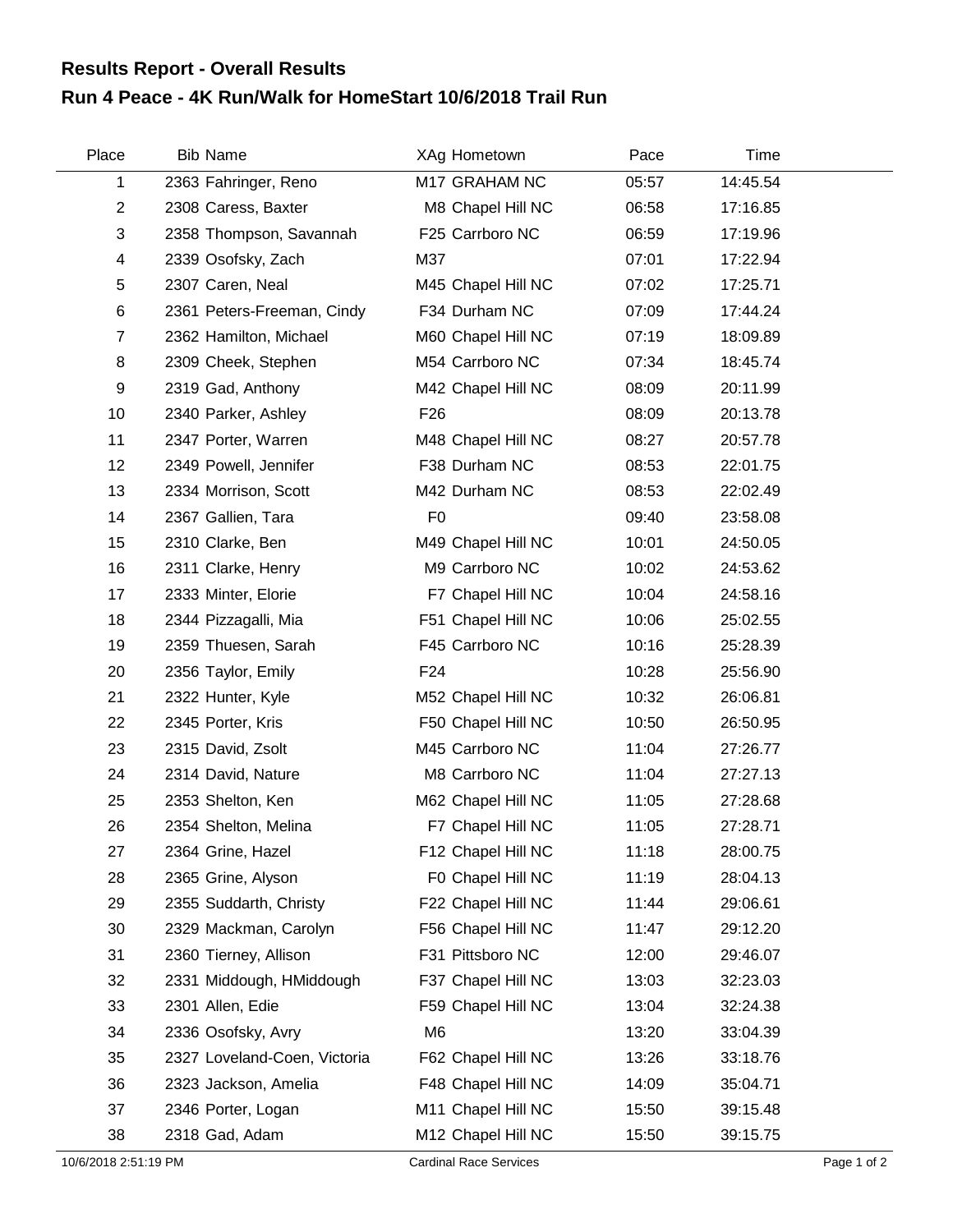# Results Report - Overall Results

## Run 4 Peace - 4K Run/Walk for HomeStart 10/6/2018 Trail Run

| Place | Bib | Name | XAg | Hometown | Pace | Time |
|---|---|---|---|---|---|---|
| 1 | 2363 | Fahringer, Reno | M17 | GRAHAM NC | 05:57 | 14:45.54 |
| 2 | 2308 | Caress, Baxter | M8 | Chapel Hill NC | 06:58 | 17:16.85 |
| 3 | 2358 | Thompson, Savannah | F25 | Carrboro NC | 06:59 | 17:19.96 |
| 4 | 2339 | Osofsky, Zach | M37 | | 07:01 | 17:22.94 |
| 5 | 2307 | Caren, Neal | M45 | Chapel Hill NC | 07:02 | 17:25.71 |
| 6 | 2361 | Peters-Freeman, Cindy | F34 | Durham NC | 07:09 | 17:44.24 |
| 7 | 2362 | Hamilton, Michael | M60 | Chapel Hill NC | 07:19 | 18:09.89 |
| 8 | 2309 | Cheek, Stephen | M54 | Carrboro NC | 07:34 | 18:45.74 |
| 9 | 2319 | Gad, Anthony | M42 | Chapel Hill NC | 08:09 | 20:11.99 |
| 10 | 2340 | Parker, Ashley | F26 | | 08:09 | 20:13.78 |
| 11 | 2347 | Porter, Warren | M48 | Chapel Hill NC | 08:27 | 20:57.78 |
| 12 | 2349 | Powell, Jennifer | F38 | Durham NC | 08:53 | 22:01.75 |
| 13 | 2334 | Morrison, Scott | M42 | Durham NC | 08:53 | 22:02.49 |
| 14 | 2367 | Gallien, Tara | F0 | | 09:40 | 23:58.08 |
| 15 | 2310 | Clarke, Ben | M49 | Chapel Hill NC | 10:01 | 24:50.05 |
| 16 | 2311 | Clarke, Henry | M9 | Carrboro NC | 10:02 | 24:53.62 |
| 17 | 2333 | Minter, Elorie | F7 | Chapel Hill NC | 10:04 | 24:58.16 |
| 18 | 2344 | Pizzagalli, Mia | F51 | Chapel Hill NC | 10:06 | 25:02.55 |
| 19 | 2359 | Thuesen, Sarah | F45 | Carrboro NC | 10:16 | 25:28.39 |
| 20 | 2356 | Taylor, Emily | F24 | | 10:28 | 25:56.90 |
| 21 | 2322 | Hunter, Kyle | M52 | Chapel Hill NC | 10:32 | 26:06.81 |
| 22 | 2345 | Porter, Kris | F50 | Chapel Hill NC | 10:50 | 26:50.95 |
| 23 | 2315 | David, Zsolt | M45 | Carrboro NC | 11:04 | 27:26.77 |
| 24 | 2314 | David, Nature | M8 | Carrboro NC | 11:04 | 27:27.13 |
| 25 | 2353 | Shelton, Ken | M62 | Chapel Hill NC | 11:05 | 27:28.68 |
| 26 | 2354 | Shelton, Melina | F7 | Chapel Hill NC | 11:05 | 27:28.71 |
| 27 | 2364 | Grine, Hazel | F12 | Chapel Hill NC | 11:18 | 28:00.75 |
| 28 | 2365 | Grine, Alyson | F0 | Chapel Hill NC | 11:19 | 28:04.13 |
| 29 | 2355 | Suddarth, Christy | F22 | Chapel Hill NC | 11:44 | 29:06.61 |
| 30 | 2329 | Mackman, Carolyn | F56 | Chapel Hill NC | 11:47 | 29:12.20 |
| 31 | 2360 | Tierney, Allison | F31 | Pittsboro NC | 12:00 | 29:46.07 |
| 32 | 2331 | Middough, HMiddough | F37 | Chapel Hill NC | 13:03 | 32:23.03 |
| 33 | 2301 | Allen, Edie | F59 | Chapel Hill NC | 13:04 | 32:24.38 |
| 34 | 2336 | Osofsky, Avry | M6 | | 13:20 | 33:04.39 |
| 35 | 2327 | Loveland-Coen, Victoria | F62 | Chapel Hill NC | 13:26 | 33:18.76 |
| 36 | 2323 | Jackson, Amelia | F48 | Chapel Hill NC | 14:09 | 35:04.71 |
| 37 | 2346 | Porter, Logan | M11 | Chapel Hill NC | 15:50 | 39:15.48 |
| 38 | 2318 | Gad, Adam | M12 | Chapel Hill NC | 15:50 | 39:15.75 |

10/6/2018 2:51:19 PM Cardinal Race Services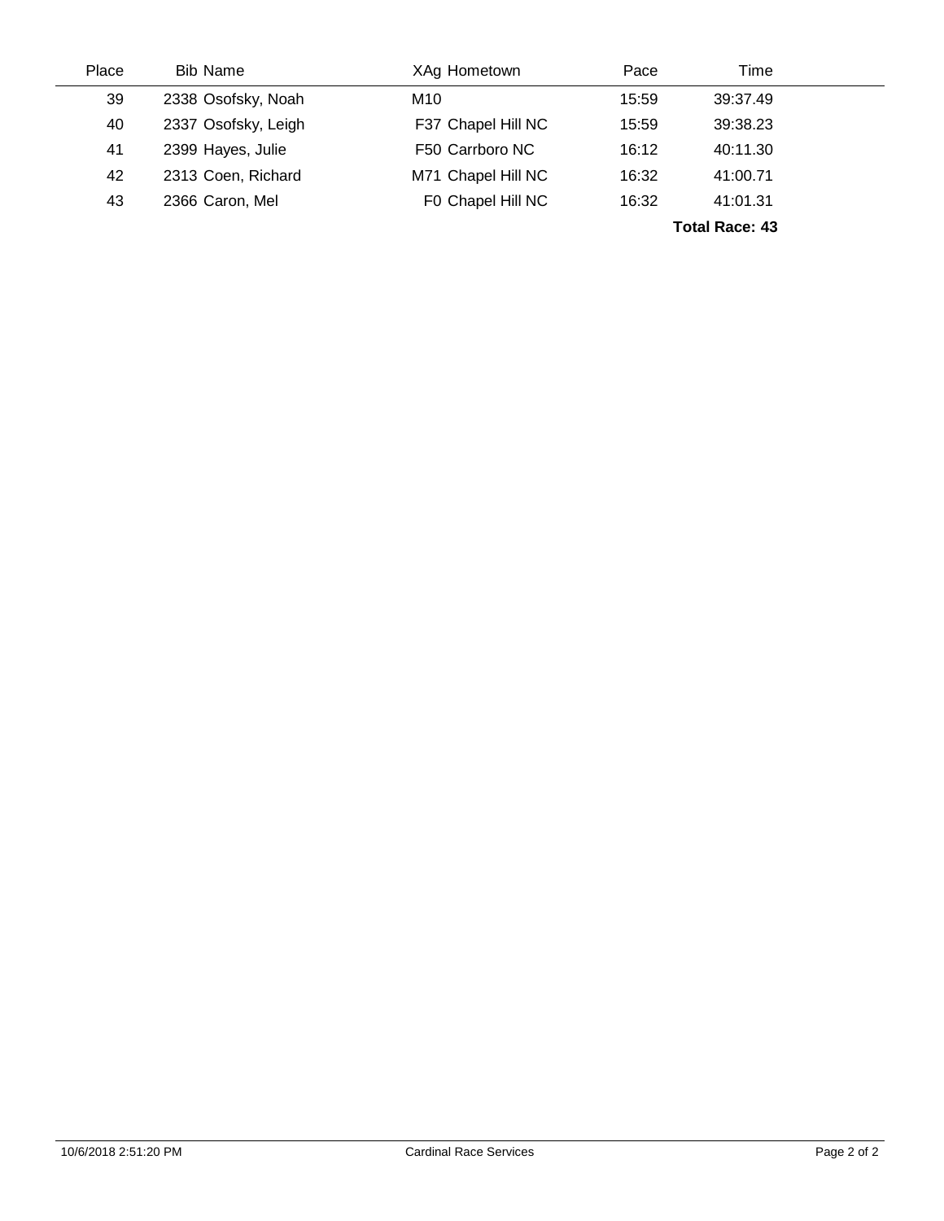| Place | Bib | Name | XAg | Hometown | Pace | Time |
|---|---|---|---|---|---|---|
| 39 | 2338 | Osofsky, Noah | M10 | | 15:59 | 39:37.49 |
| 40 | 2337 | Osofsky, Leigh | F37 | Chapel Hill NC | 15:59 | 39:38.23 |
| 41 | 2399 | Hayes, Julie | F50 | Carrboro NC | 16:12 | 40:11.30 |
| 42 | 2313 | Coen, Richard | M71 | Chapel Hill NC | 16:32 | 41:00.71 |
| 43 | 2366 | Caron, Mel | F0 | Chapel Hill NC | 16:32 | 41:01.31 |

**Total Race: 43**

10/6/2018 2:51:20 PM

Cardinal Race Services